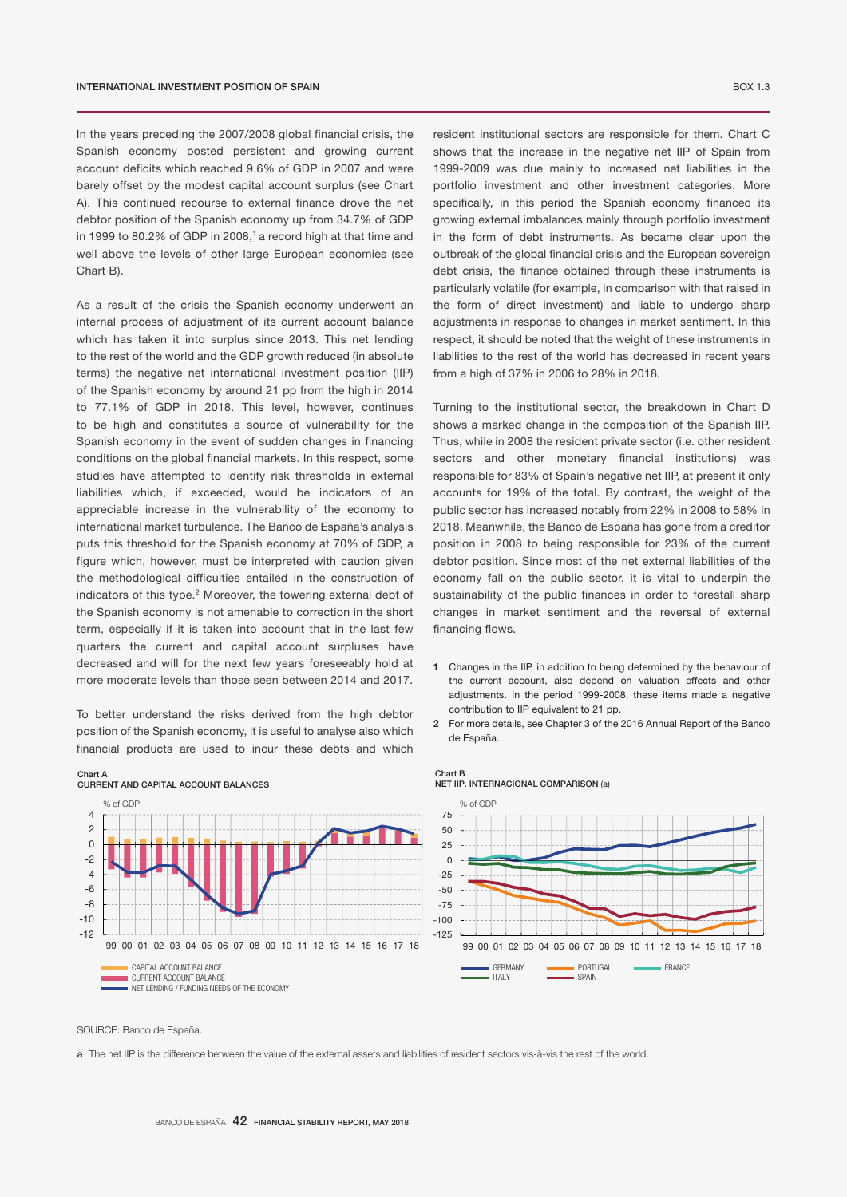## INTERNATIONAL INVESTMENT POSITION OF SPAIN

BOX 1.3

In the years preceding the 2007/2008 global financial crisis, the Spanish economy posted persistent and growing current account deficits which reached 9.6% of GDP in 2007 and were barely offset by the modest capital account surplus (see Chart A). This continued recourse to external finance drove the net debtor position of the Spanish economy up from 34.7% of GDP in 1999 to 80.2% of GDP in 2008,[1] a record high at that time and well above the levels of other large European economies (see Chart B).

As a result of the crisis the Spanish economy underwent an internal process of adjustment of its current account balance which has taken it into surplus since 2013. This net lending to the rest of the world and the GDP growth reduced (in absolute terms) the negative net international investment position (IIP) of the Spanish economy by around 21 pp from the high in 2014 to 77.1% of GDP in 2018. This level, however, continues to be high and constitutes a source of vulnerability for the Spanish economy in the event of sudden changes in financing conditions on the global financial markets. In this respect, some studies have attempted to identify risk thresholds in external liabilities which, if exceeded, would be indicators of an appreciable increase in the vulnerability of the economy to international market turbulence. The Banco de España's analysis puts this threshold for the Spanish economy at 70% of GDP, a figure which, however, must be interpreted with caution given the methodological difficulties entailed in the construction of indicators of this type.[2] Moreover, the towering external debt of the Spanish economy is not amenable to correction in the short term, especially if it is taken into account that in the last few quarters the current and capital account surpluses have decreased and will for the next few years foreseeably hold at more moderate levels than those seen between 2014 and 2017.

To better understand the risks derived from the high debtor position of the Spanish economy, it is useful to analyse also which financial products are used to incur these debts and which resident institutional sectors are responsible for them. Chart C shows that the increase in the negative net IIP of Spain from 1999-2009 was due mainly to increased net liabilities in the portfolio investment and other investment categories. More specifically, in this period the Spanish economy financed its growing external imbalances mainly through portfolio investment in the form of debt instruments. As became clear upon the outbreak of the global financial crisis and the European sovereign debt crisis, the finance obtained through these instruments is particularly volatile (for example, in comparison with that raised in the form of direct investment) and liable to undergo sharp adjustments in response to changes in market sentiment. In this respect, it should be noted that the weight of these instruments in liabilities to the rest of the world has decreased in recent years from a high of 37% in 2006 to 28% in 2018.

Turning to the institutional sector, the breakdown in Chart D shows a marked change in the composition of the Spanish IIP. Thus, while in 2008 the resident private sector (i.e. other resident sectors and other monetary financial institutions) was responsible for 83% of Spain's negative net IIP, at present it only accounts for 19% of the total. By contrast, the weight of the public sector has increased notably from 22% in 2008 to 58% in 2018. Meanwhile, the Banco de España has gone from a creditor position in 2008 to being responsible for 23% of the current debtor position. Since most of the net external liabilities of the economy fall on the public sector, it is vital to underpin the sustainability of the public finances in order to forestall sharp changes in market sentiment and the reversal of external financing flows.

1 Changes in the IIP, in addition to being determined by the behaviour of the current account, also depend on valuation effects and other adjustments. In the period 1999-2008, these items made a negative contribution to IIP equivalent to 21 pp.

2 For more details, see Chapter 3 of the 2016 Annual Report of the Banco de España.

Chart A
CURRENT AND CAPITAL ACCOUNT BALANCES

Chart B
NET IIP. INTERNACIONAL COMPARISON (a)

SOURCE: Banco de España.

a The net IIP is the difference between the value of the external assets and liabilities of resident sectors vis-à-vis the rest of the world.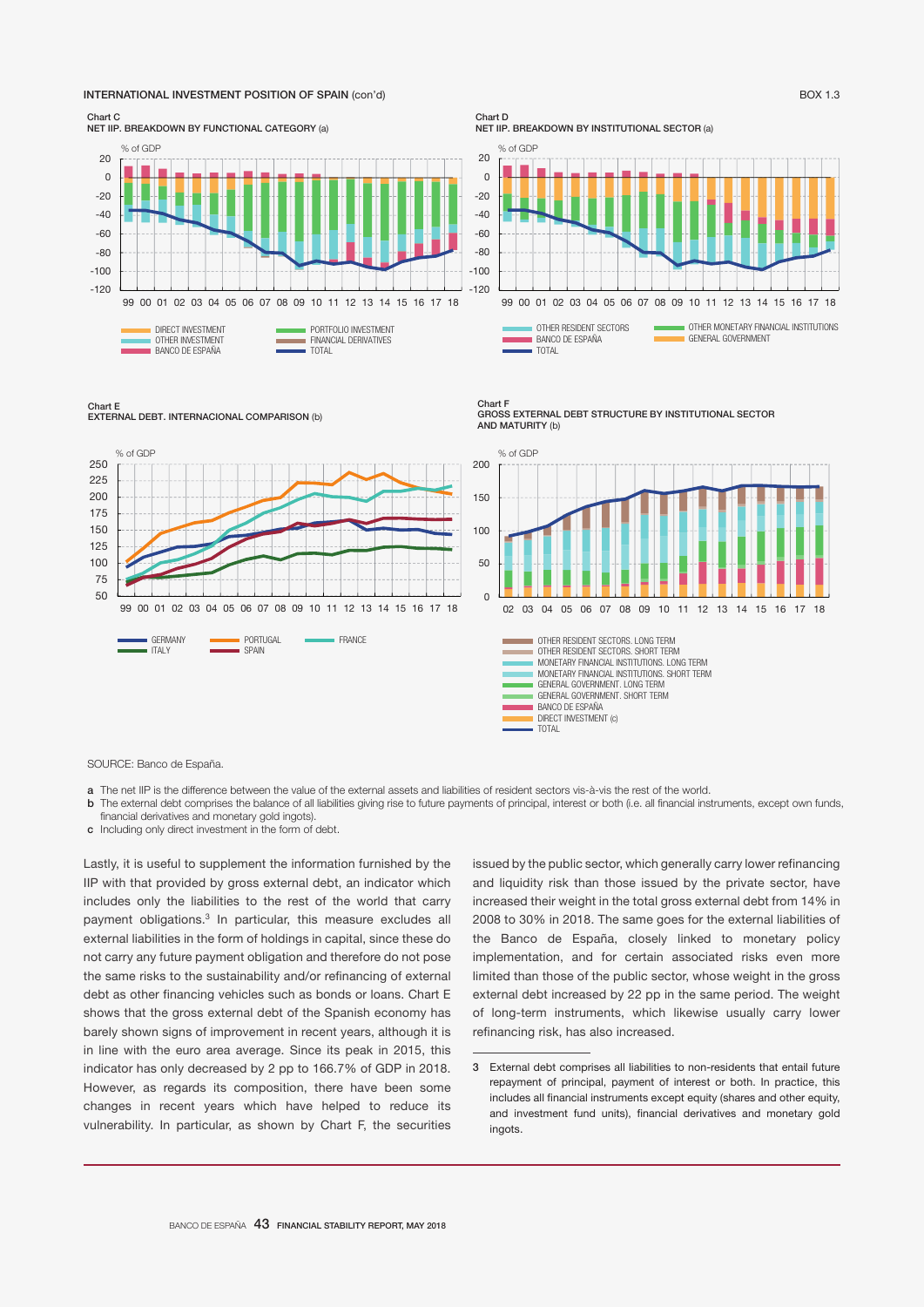INTERNATIONAL INVESTMENT POSITION OF SPAIN (con'd)

BOX 1.3

Chart C
NET IIP. BREAKDOWN BY FUNCTIONAL CATEGORY (a)

% of GDP

20
0
-20
-40
-60
-80
-100
-120

99 00 01 02 03 04 05 06 07 08 09 10 11 12 13 14 15 16 17 18

DIRECT INVESTMENT
OTHER INVESTMENT
BANCO DE ESPAÑA
PORTFOLIO INVESTMENT
FINANCIAL DERIVATIVES
TOTAL

Chart D
NET IIP. BREAKDOWN BY INSTITUTIONAL SECTOR (a)

% of GDP

20
0
-20
-40
-60
-80
-100
-120

99 00 01 02 03 04 05 06 07 08 09 10 11 12 13 14 15 16 17 18

OTHER RESIDENT SECTORS
BANCO DE ESPAÑA
TOTAL
OTHER MONETARY FINANCIAL INSTITUTIONS
GENERAL GOVERNMENT

Chart E
EXTERNAL DEBT. INTERNACIONAL COMPARISON (b)

% of GDP

250
225
200
175
150
125
100
75
50

99 00 01 02 03 04 05 06 07 08 09 10 11 12 13 14 15 16 17 18

GERMANY
ITALY
PORTUGAL
SPAIN
FRANCE

Chart F
GROSS EXTERNAL DEBT STRUCTURE BY INSTITUTIONAL SECTOR AND MATURITY (b)

% of GDP

200
150
100
50
0

02 03 04 05 06 07 08 09 10 11 12 13 14 15 16 17 18

OTHER RESIDENT SECTORS. LONG TERM
OTHER RESIDENT SECTORS. SHORT TERM
MONETARY FINANCIAL INSTITUTIONS. LONG TERM
MONETARY FINANCIAL INSTITUTIONS. SHORT TERM
GENERAL GOVERNMENT. LONG TERM
GENERAL GOVERNMENT. SHORT TERM
BANCO DE ESPAÑA
DIRECT INVESTMENT (c)
TOTAL

SOURCE: Banco de España.

a The net IIP is the difference between the value of the external assets and liabilities of resident sectors vis-à-vis the rest of the world.
b The external debt comprises the balance of all liabilities giving rise to future payments of principal, interest or both (i.e. all financial instruments, except own funds, financial derivatives and monetary gold ingots).
c Including only direct investment in the form of debt.

Lastly, it is useful to supplement the information furnished by the IIP with that provided by gross external debt, an indicator which includes only the liabilities to the rest of the world that carry payment obligations.[3] In particular, this measure excludes all external liabilities in the form of holdings in capital, since these do not carry any future payment obligation and therefore do not pose the same risks to the sustainability and/or refinancing of external debt as other financing vehicles such as bonds or loans. Chart E shows that the gross external debt of the Spanish economy has barely shown signs of improvement in recent years, although it is in line with the euro area average. Since its peak in 2015, this indicator has only decreased by 2 pp to 166.7% of GDP in 2018. However, as regards its composition, there have been some changes in recent years which have helped to reduce its vulnerability. In particular, as shown by Chart F, the securities issued by the public sector, which generally carry lower refinancing and liquidity risk than those issued by the private sector, have increased their weight in the total gross external debt from 14% in 2008 to 30% in 2018. The same goes for the external liabilities of the Banco de España, closely linked to monetary policy implementation, and for certain associated risks even more limited than those of the public sector, whose weight in the gross external debt increased by 22 pp in the same period. The weight of long-term instruments, which likewise usually carry lower refinancing risk, has also increased.

3 External debt comprises all liabilities to non-residents that entail future repayment of principal, payment of interest or both. In practice, this includes all financial instruments except equity (shares and other equity, and investment fund units), financial derivatives and monetary gold ingots.